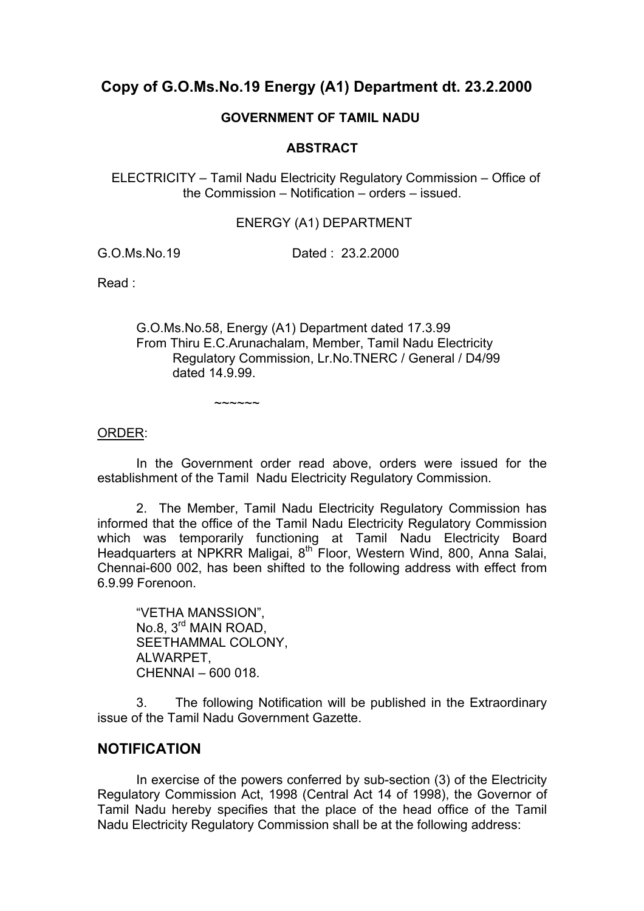# Copy of G.O.Ms.No.19 Energy (A1) Department dt. 23.2.2000

**GOVERNMENT OF TAMIL NADU**

**ABSTRACT**

ELECTRICITY – Tamil Nadu Electricity Regulatory Commission – Office of the Commission – Notification – orders – issued.

ENERGY (A1) DEPARTMENT

G.O.Ms.No.19 Dated : 23.2.2000

Read :

G.O.Ms.No.58, Energy (A1) Department dated 17.3.99
From Thiru E.C.Arunachalam, Member, Tamil Nadu Electricity Regulatory Commission, Lr.No.TNERC / General / D4/99 dated 14.9.99.

~~~~~~

ORDER:

In the Government order read above, orders were issued for the establishment of the Tamil Nadu Electricity Regulatory Commission.

2. The Member, Tamil Nadu Electricity Regulatory Commission has informed that the office of the Tamil Nadu Electricity Regulatory Commission which was temporarily functioning at Tamil Nadu Electricity Board Headquarters at NPKRR Maligai, 8th Floor, Western Wind, 800, Anna Salai, Chennai-600 002, has been shifted to the following address with effect from 6.9.99 Forenoon.

"VETHA MANSSION",
No.8, 3rd MAIN ROAD,
SEETHAMMAL COLONY,
ALWARPET,
CHENNAI – 600 018.

3. The following Notification will be published in the Extraordinary issue of the Tamil Nadu Government Gazette.

## NOTIFICATION

In exercise of the powers conferred by sub-section (3) of the Electricity Regulatory Commission Act, 1998 (Central Act 14 of 1998), the Governor of Tamil Nadu hereby specifies that the place of the head office of the Tamil Nadu Electricity Regulatory Commission shall be at the following address: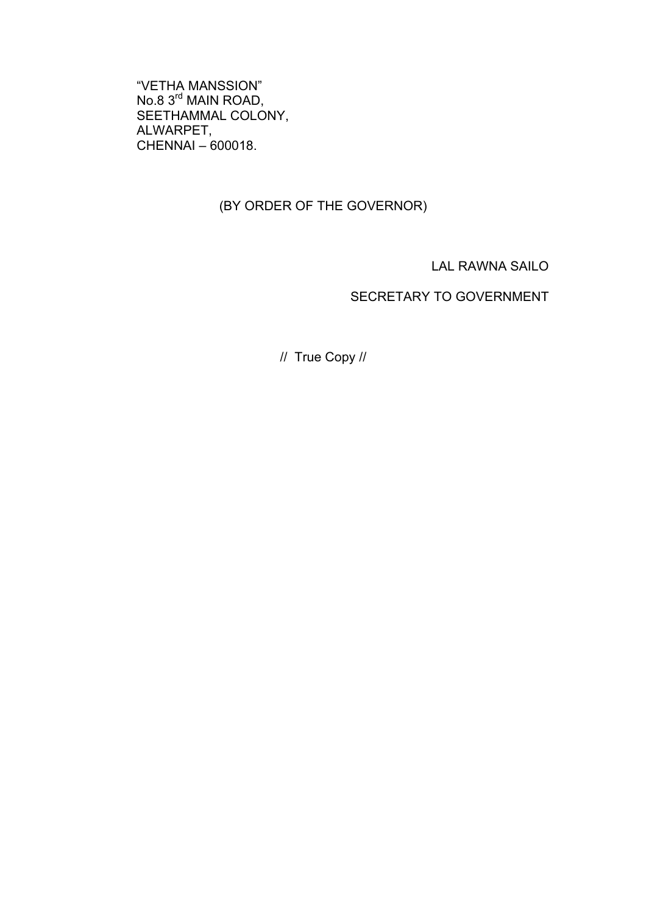"VETHA MANSSION"
No.8 3rd MAIN ROAD,
SEETHAMMAL COLONY,
ALWARPET,
CHENNAI – 600018.

(BY ORDER OF THE GOVERNOR)

LAL RAWNA SAILO

SECRETARY TO GOVERNMENT

// True Copy //